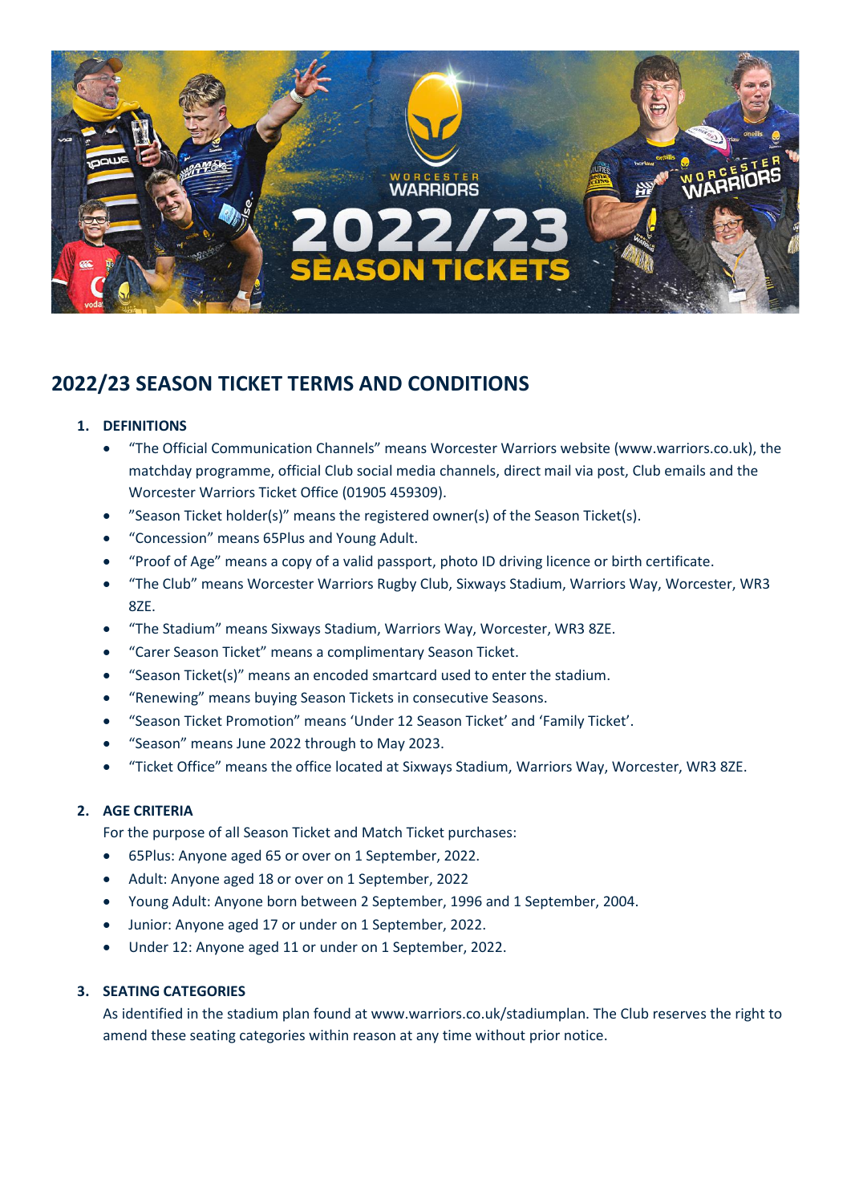## 2022/23 SEASON TICKET TERMS AND CONDITIONS

1. **DEFINITIONS**
   - "The Official Communication Channels" means Worcester Warriors website (www.warriors.co.uk), the matchday programme, official Club social media channels, direct mail via post, Club emails and the Worcester Warriors Ticket Office (01905 459309).
   - "Season Ticket holder(s)" means the registered owner(s) of the Season Ticket(s).
   - "Concession" means 65Plus and Young Adult.
   - "Proof of Age" means a copy of a valid passport, photo ID driving licence or birth certificate.
   - "The Club" means Worcester Warriors Rugby Club, Sixways Stadium, Warriors Way, Worcester, WR3 8ZE.
   - "The Stadium" means Sixways Stadium, Warriors Way, Worcester, WR3 8ZE.
   - "Carer Season Ticket" means a complimentary Season Ticket.
   - "Season Ticket(s)" means an encoded smartcard used to enter the stadium.
   - "Renewing" means buying Season Tickets in consecutive Seasons.
   - "Season Ticket Promotion" means 'Under 12 Season Ticket' and 'Family Ticket'.
   - "Season" means June 2022 through to May 2023.
   - "Ticket Office" means the office located at Sixways Stadium, Warriors Way, Worcester, WR3 8ZE.

2. **AGE CRITERIA**

   For the purpose of all Season Ticket and Match Ticket purchases:
   - 65Plus: Anyone aged 65 or over on 1 September, 2022.
   - Adult: Anyone aged 18 or over on 1 September, 2022
   - Young Adult: Anyone born between 2 September, 1996 and 1 September, 2004.
   - Junior: Anyone aged 17 or under on 1 September, 2022.
   - Under 12: Anyone aged 11 or under on 1 September, 2022.

3. **SEATING CATEGORIES**

   As identified in the stadium plan found at www.warriors.co.uk/stadiumplan. The Club reserves the right to amend these seating categories within reason at any time without prior notice.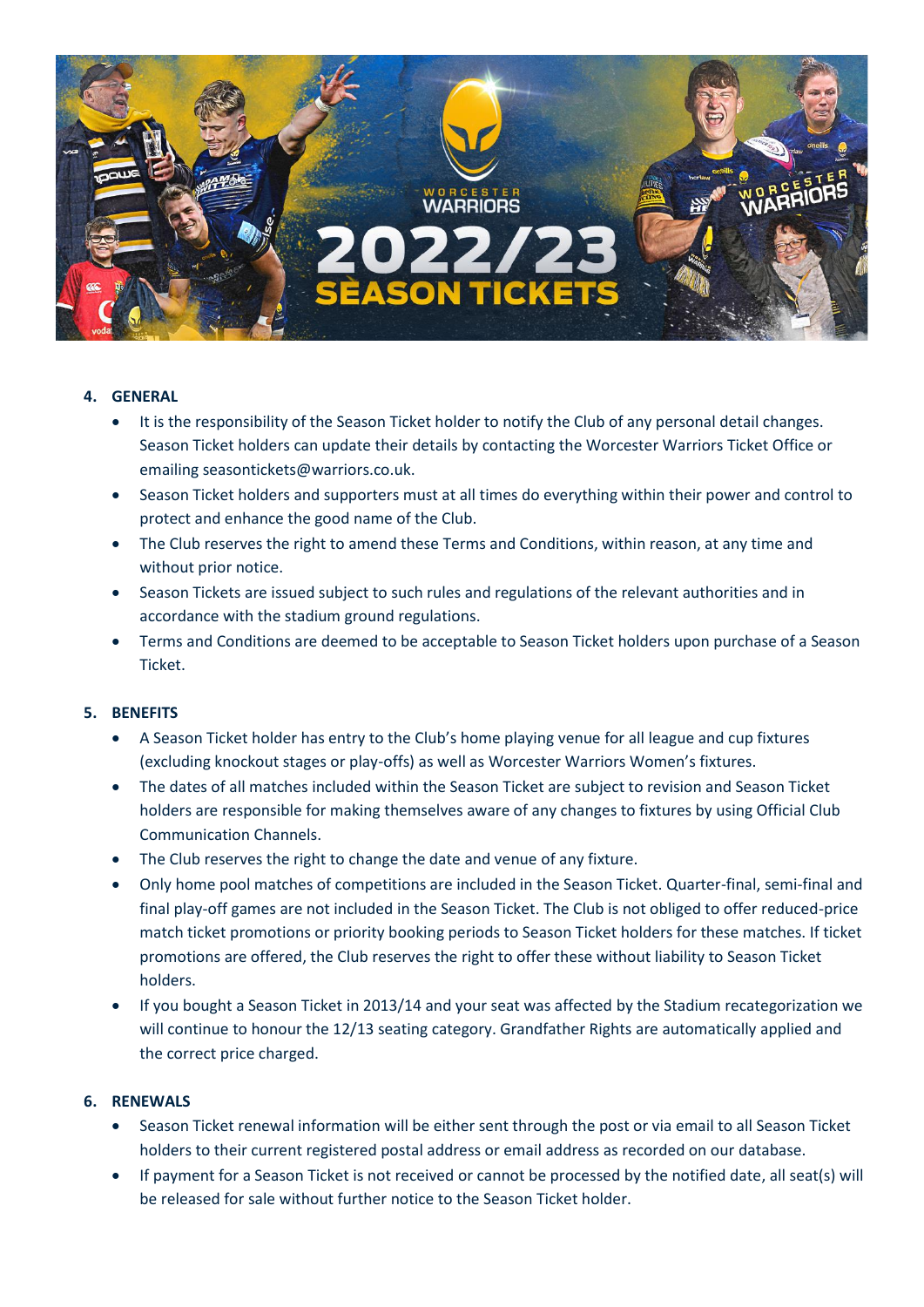4. **GENERAL**
   - It is the responsibility of the Season Ticket holder to notify the Club of any personal detail changes. Season Ticket holders can update their details by contacting the Worcester Warriors Ticket Office or emailing seasontickets@warriors.co.uk.
   - Season Ticket holders and supporters must at all times do everything within their power and control to protect and enhance the good name of the Club.
   - The Club reserves the right to amend these Terms and Conditions, within reason, at any time and without prior notice.
   - Season Tickets are issued subject to such rules and regulations of the relevant authorities and in accordance with the stadium ground regulations.
   - Terms and Conditions are deemed to be acceptable to Season Ticket holders upon purchase of a Season Ticket.

5. **BENEFITS**
   - A Season Ticket holder has entry to the Club's home playing venue for all league and cup fixtures (excluding knockout stages or play-offs) as well as Worcester Warriors Women's fixtures.
   - The dates of all matches included within the Season Ticket are subject to revision and Season Ticket holders are responsible for making themselves aware of any changes to fixtures by using Official Club Communication Channels.
   - The Club reserves the right to change the date and venue of any fixture.
   - Only home pool matches of competitions are included in the Season Ticket. Quarter-final, semi-final and final play-off games are not included in the Season Ticket. The Club is not obliged to offer reduced-price match ticket promotions or priority booking periods to Season Ticket holders for these matches. If ticket promotions are offered, the Club reserves the right to offer these without liability to Season Ticket holders.
   - If you bought a Season Ticket in 2013/14 and your seat was affected by the Stadium recategorization we will continue to honour the 12/13 seating category. Grandfather Rights are automatically applied and the correct price charged.

6. **RENEWALS**
   - Season Ticket renewal information will be either sent through the post or via email to all Season Ticket holders to their current registered postal address or email address as recorded on our database.
   - If payment for a Season Ticket is not received or cannot be processed by the notified date, all seat(s) will be released for sale without further notice to the Season Ticket holder.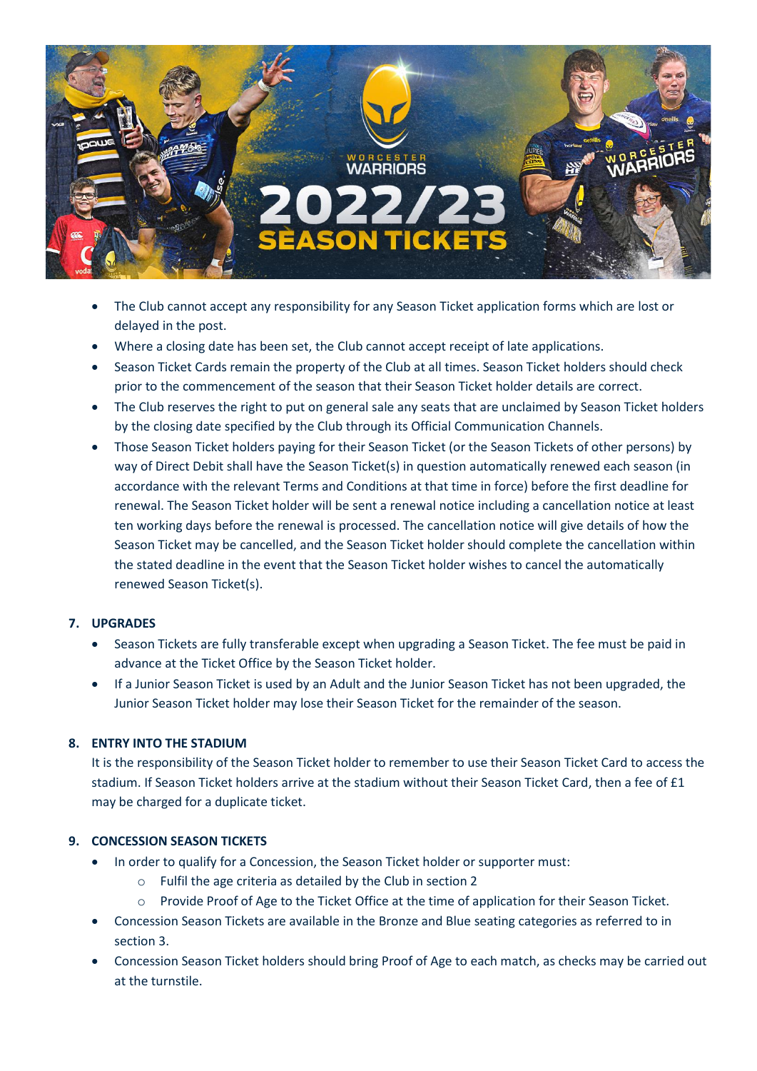- The Club cannot accept any responsibility for any Season Ticket application forms which are lost or delayed in the post.
- Where a closing date has been set, the Club cannot accept receipt of late applications.
- Season Ticket Cards remain the property of the Club at all times. Season Ticket holders should check prior to the commencement of the season that their Season Ticket holder details are correct.
- The Club reserves the right to put on general sale any seats that are unclaimed by Season Ticket holders by the closing date specified by the Club through its Official Communication Channels.
- Those Season Ticket holders paying for their Season Ticket (or the Season Tickets of other persons) by way of Direct Debit shall have the Season Ticket(s) in question automatically renewed each season (in accordance with the relevant Terms and Conditions at that time in force) before the first deadline for renewal. The Season Ticket holder will be sent a renewal notice including a cancellation notice at least ten working days before the renewal is processed. The cancellation notice will give details of how the Season Ticket may be cancelled, and the Season Ticket holder should complete the cancellation within the stated deadline in the event that the Season Ticket holder wishes to cancel the automatically renewed Season Ticket(s).

## 7. UPGRADES

- Season Tickets are fully transferable except when upgrading a Season Ticket. The fee must be paid in advance at the Ticket Office by the Season Ticket holder.
- If a Junior Season Ticket is used by an Adult and the Junior Season Ticket has not been upgraded, the Junior Season Ticket holder may lose their Season Ticket for the remainder of the season.

## 8. ENTRY INTO THE STADIUM

It is the responsibility of the Season Ticket holder to remember to use their Season Ticket Card to access the stadium. If Season Ticket holders arrive at the stadium without their Season Ticket Card, then a fee of £1 may be charged for a duplicate ticket.

## 9. CONCESSION SEASON TICKETS

- In order to qualify for a Concession, the Season Ticket holder or supporter must:
  - Fulfil the age criteria as detailed by the Club in section 2
  - Provide Proof of Age to the Ticket Office at the time of application for their Season Ticket.
- Concession Season Tickets are available in the Bronze and Blue seating categories as referred to in section 3.
- Concession Season Ticket holders should bring Proof of Age to each match, as checks may be carried out at the turnstile.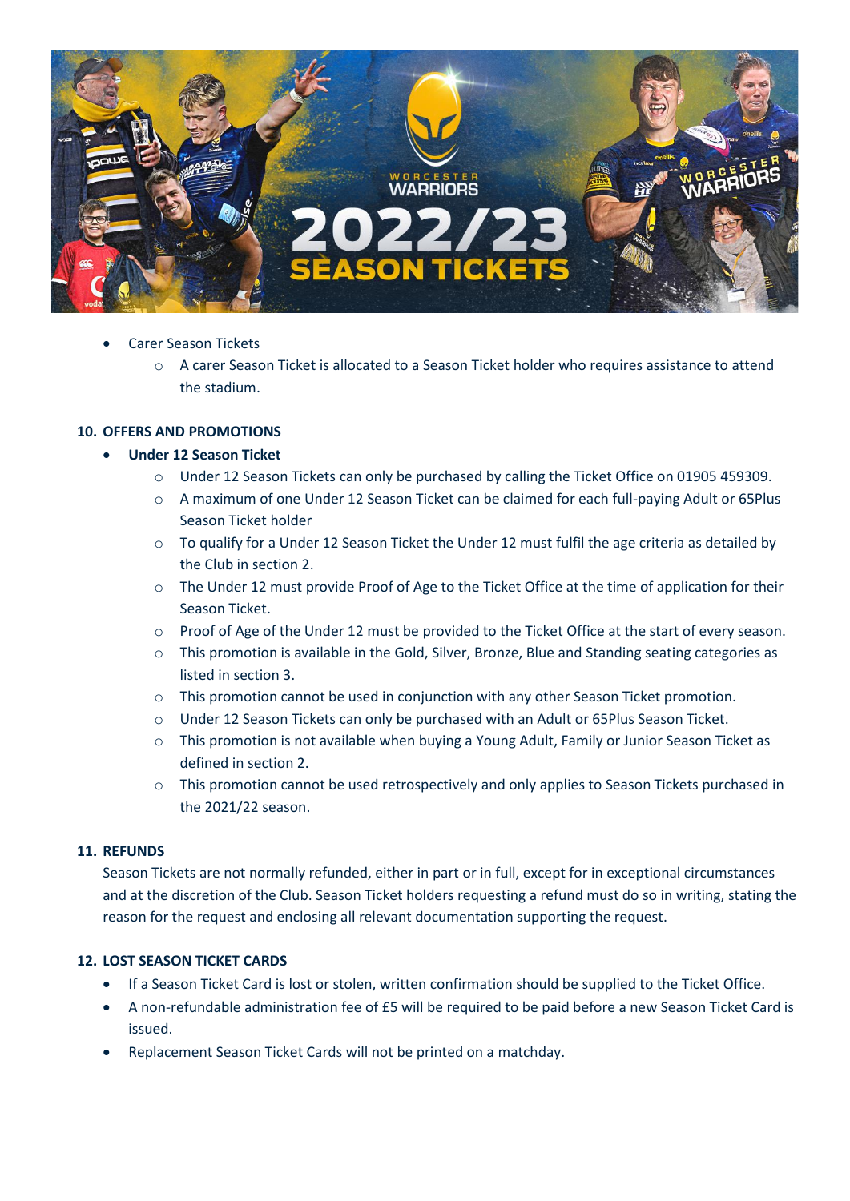- Carer Season Tickets
    - A carer Season Ticket is allocated to a Season Ticket holder who requires assistance to attend the stadium.

**10. OFFERS AND PROMOTIONS**

- **Under 12 Season Ticket**
    - Under 12 Season Tickets can only be purchased by calling the Ticket Office on 01905 459309.
    - A maximum of one Under 12 Season Ticket can be claimed for each full-paying Adult or 65Plus Season Ticket holder
    - To qualify for a Under 12 Season Ticket the Under 12 must fulfil the age criteria as detailed by the Club in section 2.
    - The Under 12 must provide Proof of Age to the Ticket Office at the time of application for their Season Ticket.
    - Proof of Age of the Under 12 must be provided to the Ticket Office at the start of every season.
    - This promotion is available in the Gold, Silver, Bronze, Blue and Standing seating categories as listed in section 3.
    - This promotion cannot be used in conjunction with any other Season Ticket promotion.
    - Under 12 Season Tickets can only be purchased with an Adult or 65Plus Season Ticket.
    - This promotion is not available when buying a Young Adult, Family or Junior Season Ticket as defined in section 2.
    - This promotion cannot be used retrospectively and only applies to Season Tickets purchased in the 2021/22 season.

**11. REFUNDS**

Season Tickets are not normally refunded, either in part or in full, except for in exceptional circumstances and at the discretion of the Club. Season Ticket holders requesting a refund must do so in writing, stating the reason for the request and enclosing all relevant documentation supporting the request.

**12. LOST SEASON TICKET CARDS**

- If a Season Ticket Card is lost or stolen, written confirmation should be supplied to the Ticket Office.
- A non-refundable administration fee of £5 will be required to be paid before a new Season Ticket Card is issued.
- Replacement Season Ticket Cards will not be printed on a matchday.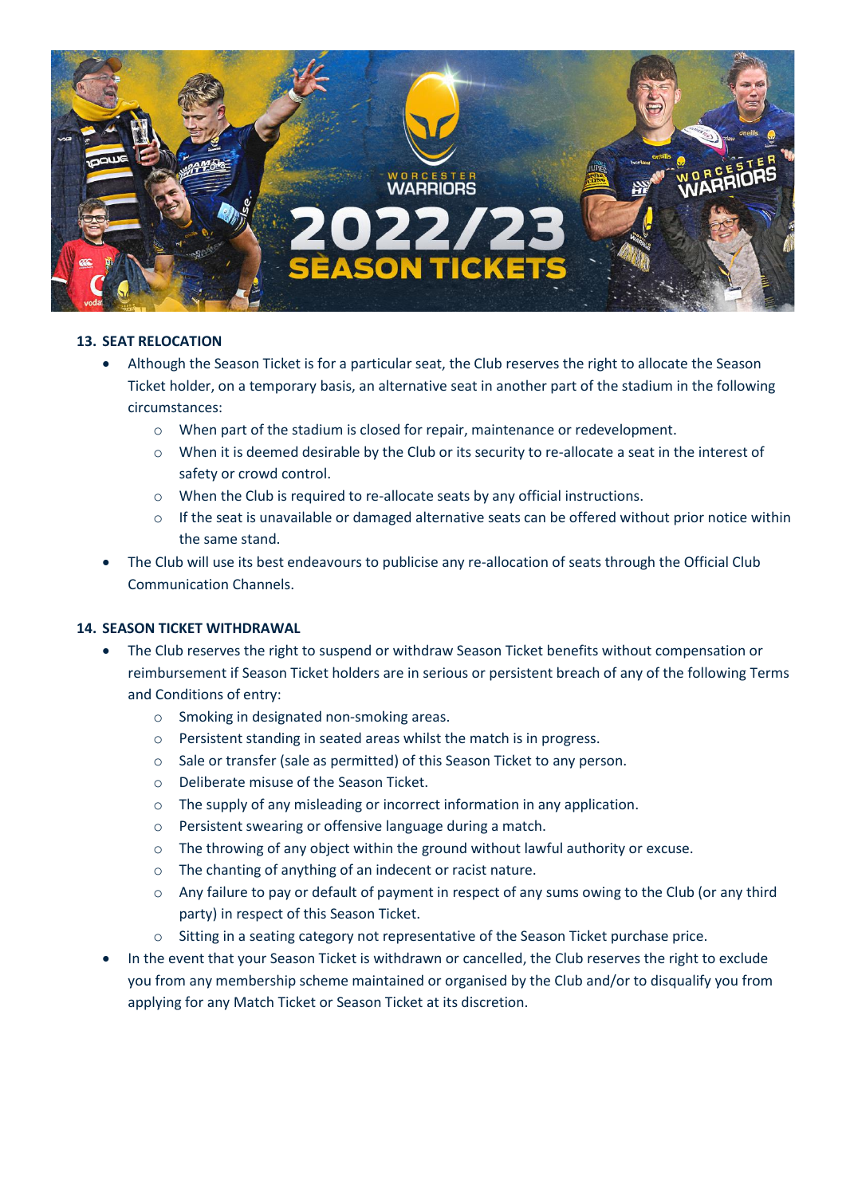## 13. SEAT RELOCATION

- Although the Season Ticket is for a particular seat, the Club reserves the right to allocate the Season Ticket holder, on a temporary basis, an alternative seat in another part of the stadium in the following circumstances:
    - When part of the stadium is closed for repair, maintenance or redevelopment.
    - When it is deemed desirable by the Club or its security to re-allocate a seat in the interest of safety or crowd control.
    - When the Club is required to re-allocate seats by any official instructions.
    - If the seat is unavailable or damaged alternative seats can be offered without prior notice within the same stand.
- The Club will use its best endeavours to publicise any re-allocation of seats through the Official Club Communication Channels.

## 14. SEASON TICKET WITHDRAWAL

- The Club reserves the right to suspend or withdraw Season Ticket benefits without compensation or reimbursement if Season Ticket holders are in serious or persistent breach of any of the following Terms and Conditions of entry:
    - Smoking in designated non-smoking areas.
    - Persistent standing in seated areas whilst the match is in progress.
    - Sale or transfer (sale as permitted) of this Season Ticket to any person.
    - Deliberate misuse of the Season Ticket.
    - The supply of any misleading or incorrect information in any application.
    - Persistent swearing or offensive language during a match.
    - The throwing of any object within the ground without lawful authority or excuse.
    - The chanting of anything of an indecent or racist nature.
    - Any failure to pay or default of payment in respect of any sums owing to the Club (or any third party) in respect of this Season Ticket.
    - Sitting in a seating category not representative of the Season Ticket purchase price.
- In the event that your Season Ticket is withdrawn or cancelled, the Club reserves the right to exclude you from any membership scheme maintained or organised by the Club and/or to disqualify you from applying for any Match Ticket or Season Ticket at its discretion.